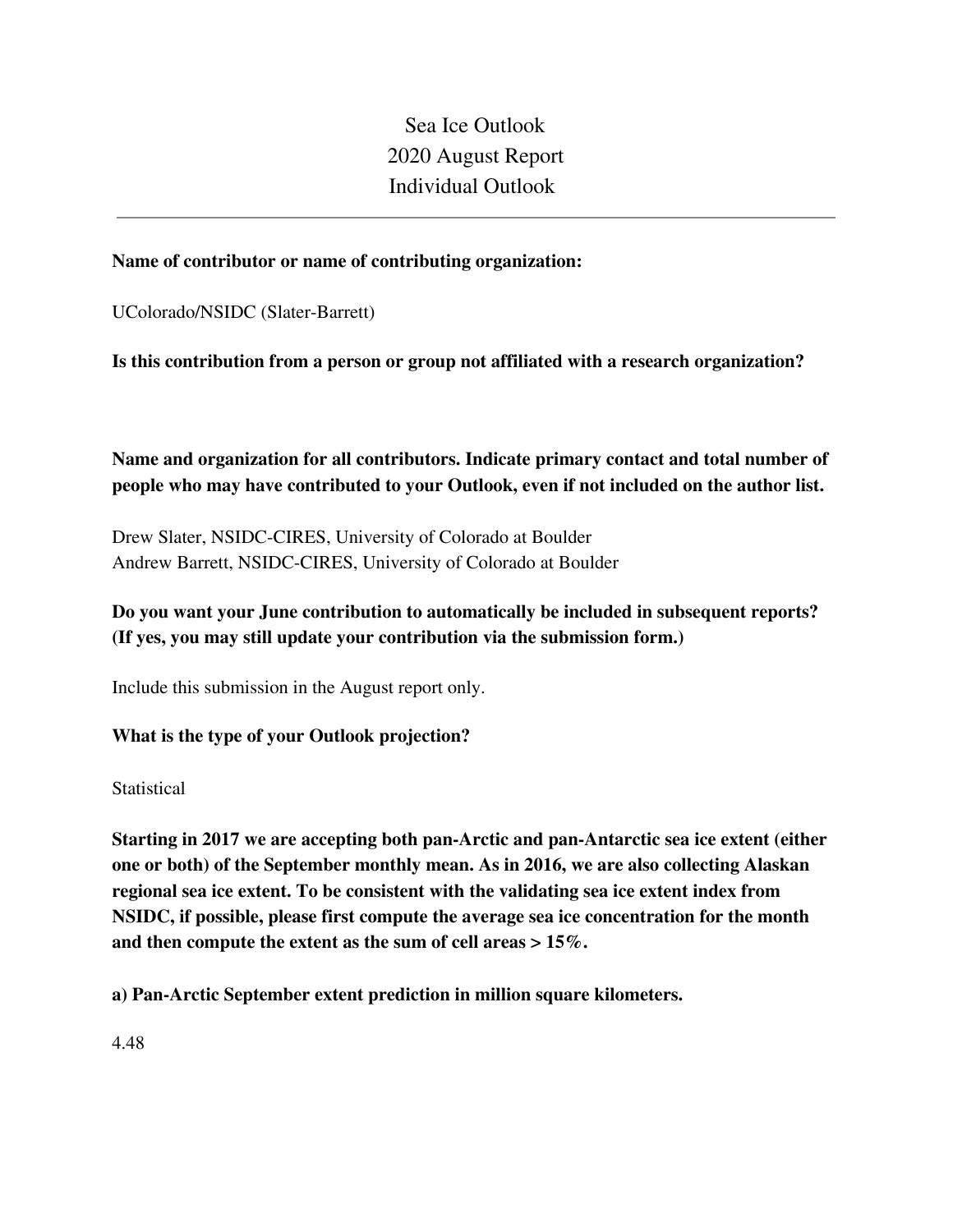# Sea Ice Outlook
# 2020 August Report
# Individual Outlook

---

**Name of contributor or name of contributing organization:**

UColorado/NSIDC (Slater-Barrett)

**Is this contribution from a person or group not affiliated with a research organization?**

**Name and organization for all contributors. Indicate primary contact and total number of people who may have contributed to your Outlook, even if not included on the author list.**

Drew Slater, NSIDC-CIRES, University of Colorado at Boulder
Andrew Barrett, NSIDC-CIRES, University of Colorado at Boulder

**Do you want your June contribution to automatically be included in subsequent reports? (If yes, you may still update your contribution via the submission form.)**

Include this submission in the August report only.

**What is the type of your Outlook projection?**

Statistical

**Starting in 2017 we are accepting both pan-Arctic and pan-Antarctic sea ice extent (either one or both) of the September monthly mean. As in 2016, we are also collecting Alaskan regional sea ice extent. To be consistent with the validating sea ice extent index from NSIDC, if possible, please first compute the average sea ice concentration for the month and then compute the extent as the sum of cell areas > 15%.**

**a) Pan-Arctic September extent prediction in million square kilometers.**

4.48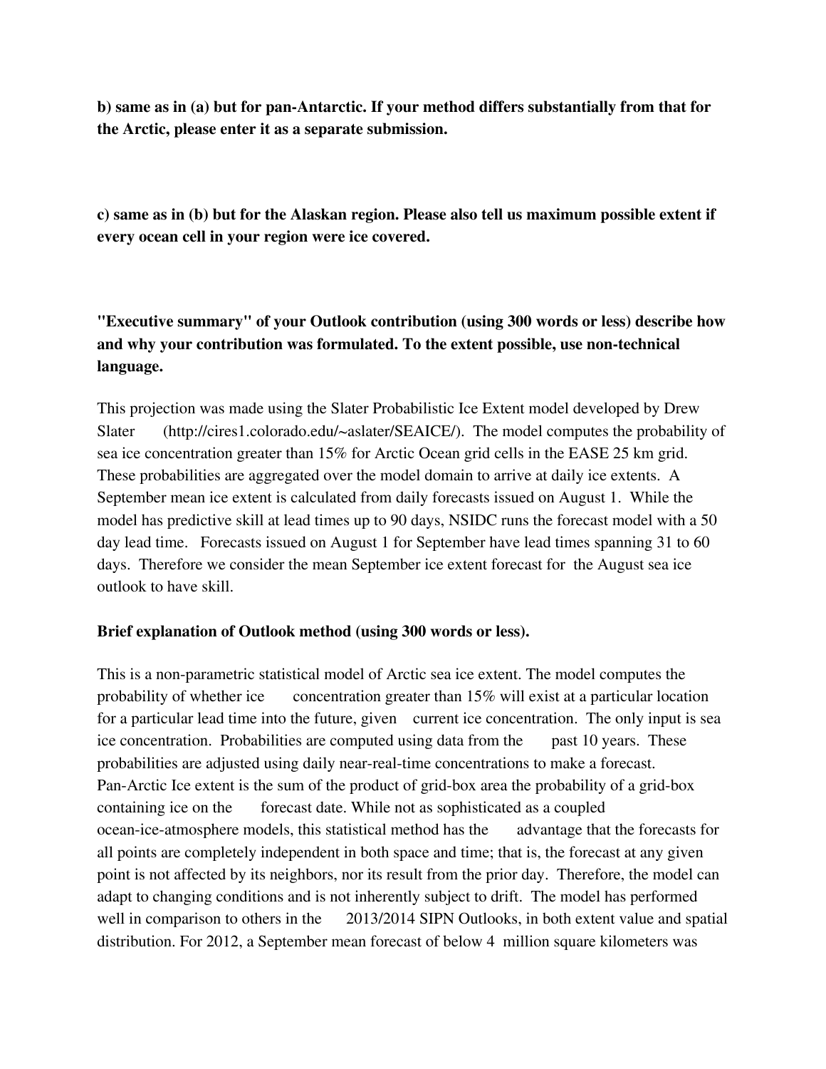**b) same as in (a) but for pan-Antarctic. If your method differs substantially from that for the Arctic, please enter it as a separate submission.**

**c) same as in (b) but for the Alaskan region. Please also tell us maximum possible extent if every ocean cell in your region were ice covered.**

**"Executive summary" of your Outlook contribution (using 300 words or less) describe how and why your contribution was formulated. To the extent possible, use non-technical language.**

This projection was made using the Slater Probabilistic Ice Extent model developed by Drew Slater (http://cires1.colorado.edu/~aslater/SEAICE/). The model computes the probability of sea ice concentration greater than 15% for Arctic Ocean grid cells in the EASE 25 km grid. These probabilities are aggregated over the model domain to arrive at daily ice extents. A September mean ice extent is calculated from daily forecasts issued on August 1. While the model has predictive skill at lead times up to 90 days, NSIDC runs the forecast model with a 50 day lead time. Forecasts issued on August 1 for September have lead times spanning 31 to 60 days. Therefore we consider the mean September ice extent forecast for the August sea ice outlook to have skill.

**Brief explanation of Outlook method (using 300 words or less).**

This is a non-parametric statistical model of Arctic sea ice extent. The model computes the probability of whether ice concentration greater than 15% will exist at a particular location for a particular lead time into the future, given current ice concentration. The only input is sea ice concentration. Probabilities are computed using data from the past 10 years. These probabilities are adjusted using daily near-real-time concentrations to make a forecast. Pan-Arctic Ice extent is the sum of the product of grid-box area the probability of a grid-box containing ice on the forecast date. While not as sophisticated as a coupled ocean-ice-atmosphere models, this statistical method has the advantage that the forecasts for all points are completely independent in both space and time; that is, the forecast at any given point is not affected by its neighbors, nor its result from the prior day. Therefore, the model can adapt to changing conditions and is not inherently subject to drift. The model has performed well in comparison to others in the 2013/2014 SIPN Outlooks, in both extent value and spatial distribution. For 2012, a September mean forecast of below 4 million square kilometers was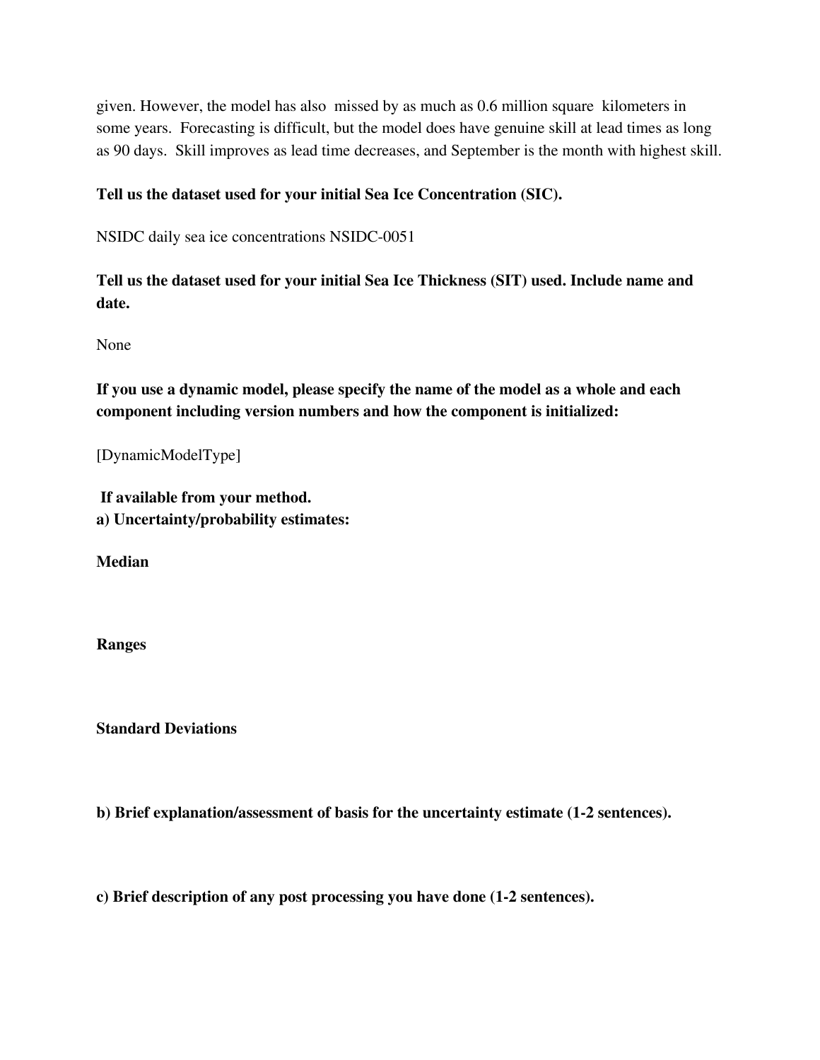given. However, the model has also missed by as much as 0.6 million square kilometers in some years. Forecasting is difficult, but the model does have genuine skill at lead times as long as 90 days. Skill improves as lead time decreases, and September is the month with highest skill.

**Tell us the dataset used for your initial Sea Ice Concentration (SIC).**

NSIDC daily sea ice concentrations NSIDC-0051

**Tell us the dataset used for your initial Sea Ice Thickness (SIT) used. Include name and date.**

None

**If you use a dynamic model, please specify the name of the model as a whole and each component including version numbers and how the component is initialized:**

[DynamicModelType]

**If available from your method.**
**a) Uncertainty/probability estimates:**

**Median**

**Ranges**

**Standard Deviations**

**b) Brief explanation/assessment of basis for the uncertainty estimate (1-2 sentences).**

**c) Brief description of any post processing you have done (1-2 sentences).**